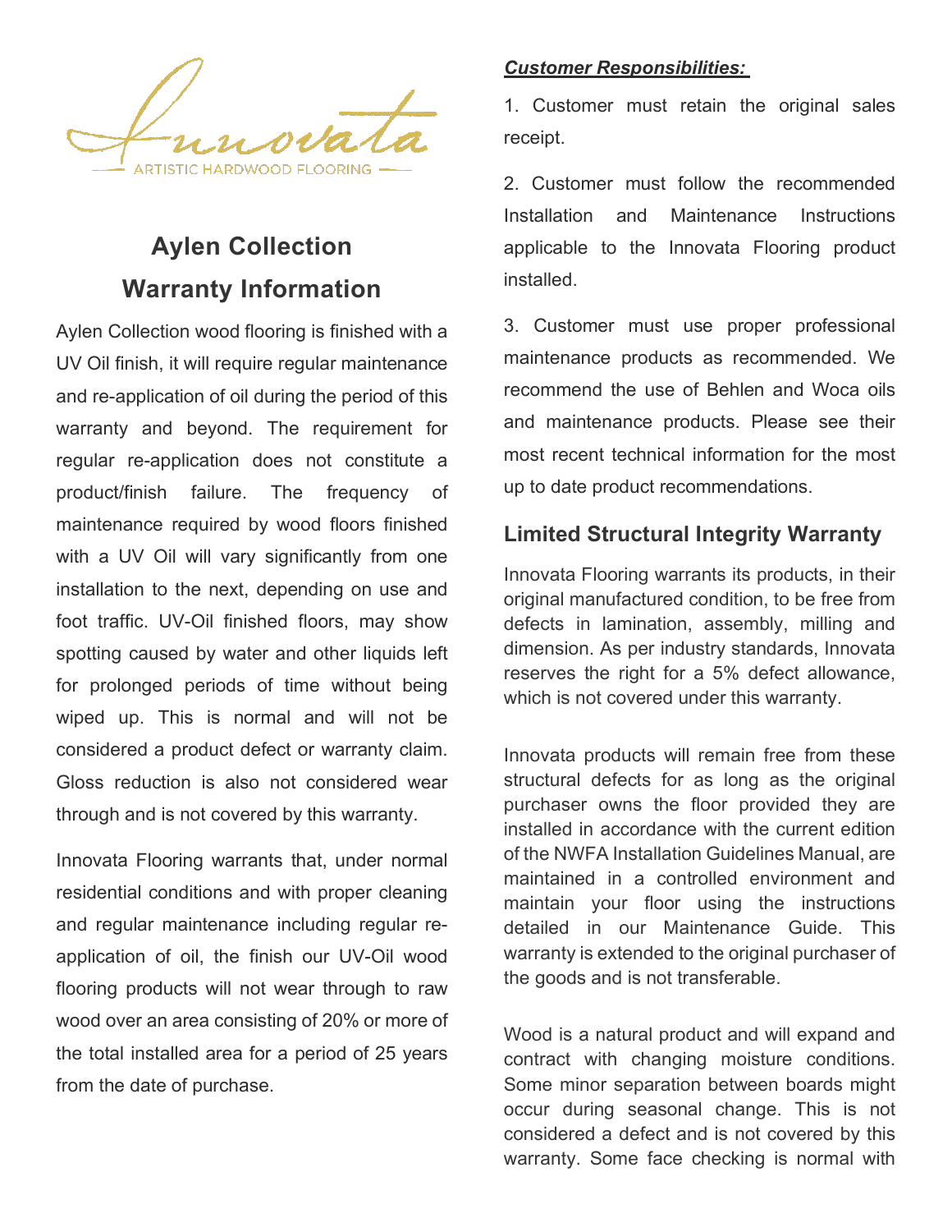Innovata

ARTISTIC HARDWOOD FLOORING

# Aylen Collection
# Warranty Information

Aylen Collection wood flooring is finished with a UV Oil finish, it will require regular maintenance and re-application of oil during the period of this warranty and beyond. The requirement for regular re-application does not constitute a product/finish failure. The frequency of maintenance required by wood floors finished with a UV Oil will vary significantly from one installation to the next, depending on use and foot traffic. UV-Oil finished floors, may show spotting caused by water and other liquids left for prolonged periods of time without being wiped up. This is normal and will not be considered a product defect or warranty claim. Gloss reduction is also not considered wear through and is not covered by this warranty.

Innovata Flooring warrants that, under normal residential conditions and with proper cleaning and regular maintenance including regular re-application of oil, the finish our UV-Oil wood flooring products will not wear through to raw wood over an area consisting of 20% or more of the total installed area for a period of 25 years from the date of purchase.

***Customer Responsibilities:***

1. Customer must retain the original sales receipt.

2. Customer must follow the recommended Installation and Maintenance Instructions applicable to the Innovata Flooring product installed.

3. Customer must use proper professional maintenance products as recommended. We recommend the use of Behlen and Woca oils and maintenance products. Please see their most recent technical information for the most up to date product recommendations.

## Limited Structural Integrity Warranty

Innovata Flooring warrants its products, in their original manufactured condition, to be free from defects in lamination, assembly, milling and dimension. As per industry standards, Innovata reserves the right for a 5% defect allowance, which is not covered under this warranty.

Innovata products will remain free from these structural defects for as long as the original purchaser owns the floor provided they are installed in accordance with the current edition of the NWFA Installation Guidelines Manual, are maintained in a controlled environment and maintain your floor using the instructions detailed in our Maintenance Guide. This warranty is extended to the original purchaser of the goods and is not transferable.

Wood is a natural product and will expand and contract with changing moisture conditions. Some minor separation between boards might occur during seasonal change. This is not considered a defect and is not covered by this warranty. Some face checking is normal with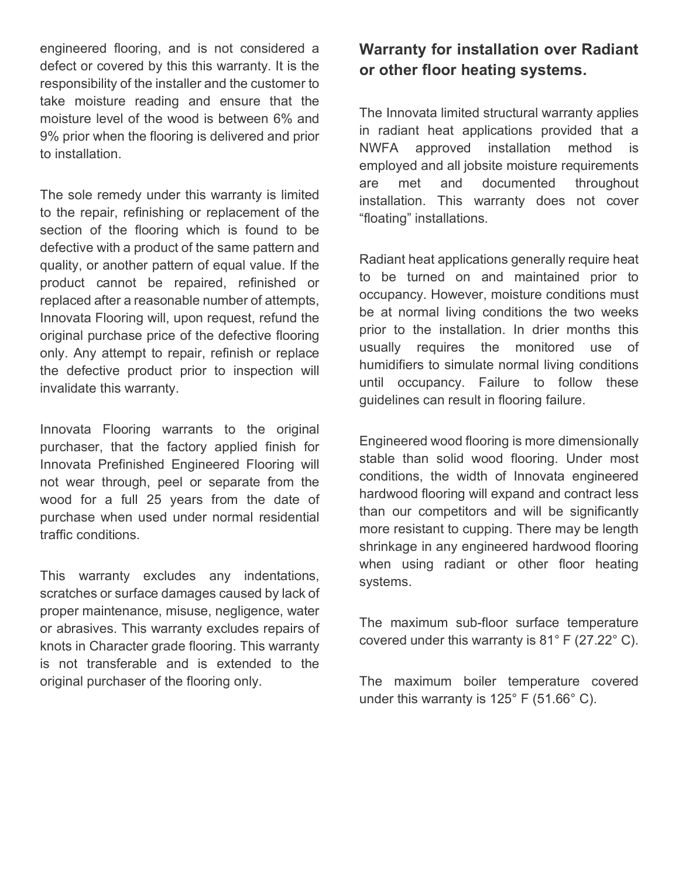engineered flooring, and is not considered a defect or covered by this this warranty. It is the responsibility of the installer and the customer to take moisture reading and ensure that the moisture level of the wood is between 6% and 9% prior when the flooring is delivered and prior to installation.

The sole remedy under this warranty is limited to the repair, refinishing or replacement of the section of the flooring which is found to be defective with a product of the same pattern and quality, or another pattern of equal value. If the product cannot be repaired, refinished or replaced after a reasonable number of attempts, Innovata Flooring will, upon request, refund the original purchase price of the defective flooring only. Any attempt to repair, refinish or replace the defective product prior to inspection will invalidate this warranty.

Innovata Flooring warrants to the original purchaser, that the factory applied finish for Innovata Prefinished Engineered Flooring will not wear through, peel or separate from the wood for a full 25 years from the date of purchase when used under normal residential traffic conditions.

This warranty excludes any indentations, scratches or surface damages caused by lack of proper maintenance, misuse, negligence, water or abrasives. This warranty excludes repairs of knots in Character grade flooring. This warranty is not transferable and is extended to the original purchaser of the flooring only.

## Warranty for installation over Radiant or other floor heating systems.

The Innovata limited structural warranty applies in radiant heat applications provided that a NWFA approved installation method is employed and all jobsite moisture requirements are met and documented throughout installation. This warranty does not cover "floating" installations.

Radiant heat applications generally require heat to be turned on and maintained prior to occupancy. However, moisture conditions must be at normal living conditions the two weeks prior to the installation. In drier months this usually requires the monitored use of humidifiers to simulate normal living conditions until occupancy. Failure to follow these guidelines can result in flooring failure.

Engineered wood flooring is more dimensionally stable than solid wood flooring. Under most conditions, the width of Innovata engineered hardwood flooring will expand and contract less than our competitors and will be significantly more resistant to cupping. There may be length shrinkage in any engineered hardwood flooring when using radiant or other floor heating systems.

The maximum sub-floor surface temperature covered under this warranty is 81° F (27.22° C).

The maximum boiler temperature covered under this warranty is 125° F (51.66° C).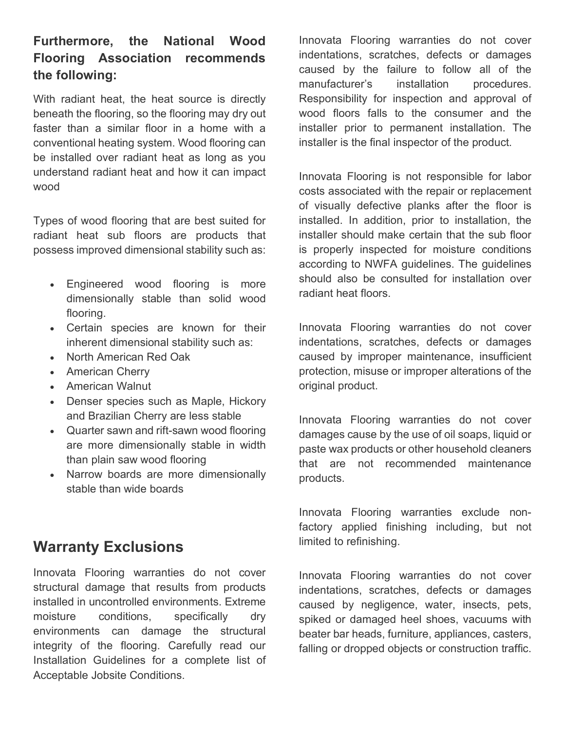**Furthermore, the National Wood Flooring Association recommends the following:**

With radiant heat, the heat source is directly beneath the flooring, so the flooring may dry out faster than a similar floor in a home with a conventional heating system. Wood flooring can be installed over radiant heat as long as you understand radiant heat and how it can impact wood

Types of wood flooring that are best suited for radiant heat sub floors are products that possess improved dimensional stability such as:

- Engineered wood flooring is more dimensionally stable than solid wood flooring.
- Certain species are known for their inherent dimensional stability such as:
- North American Red Oak
- American Cherry
- American Walnut
- Denser species such as Maple, Hickory and Brazilian Cherry are less stable
- Quarter sawn and rift-sawn wood flooring are more dimensionally stable in width than plain saw wood flooring
- Narrow boards are more dimensionally stable than wide boards

## Warranty Exclusions

Innovata Flooring warranties do not cover structural damage that results from products installed in uncontrolled environments. Extreme moisture conditions, specifically dry environments can damage the structural integrity of the flooring. Carefully read our Installation Guidelines for a complete list of Acceptable Jobsite Conditions.

Innovata Flooring warranties do not cover indentations, scratches, defects or damages caused by the failure to follow all of the manufacturer's installation procedures. Responsibility for inspection and approval of wood floors falls to the consumer and the installer prior to permanent installation. The installer is the final inspector of the product.

Innovata Flooring is not responsible for labor costs associated with the repair or replacement of visually defective planks after the floor is installed. In addition, prior to installation, the installer should make certain that the sub floor is properly inspected for moisture conditions according to NWFA guidelines. The guidelines should also be consulted for installation over radiant heat floors.

Innovata Flooring warranties do not cover indentations, scratches, defects or damages caused by improper maintenance, insufficient protection, misuse or improper alterations of the original product.

Innovata Flooring warranties do not cover damages cause by the use of oil soaps, liquid or paste wax products or other household cleaners that are not recommended maintenance products.

Innovata Flooring warranties exclude non-factory applied finishing including, but not limited to refinishing.

Innovata Flooring warranties do not cover indentations, scratches, defects or damages caused by negligence, water, insects, pets, spiked or damaged heel shoes, vacuums with beater bar heads, furniture, appliances, casters, falling or dropped objects or construction traffic.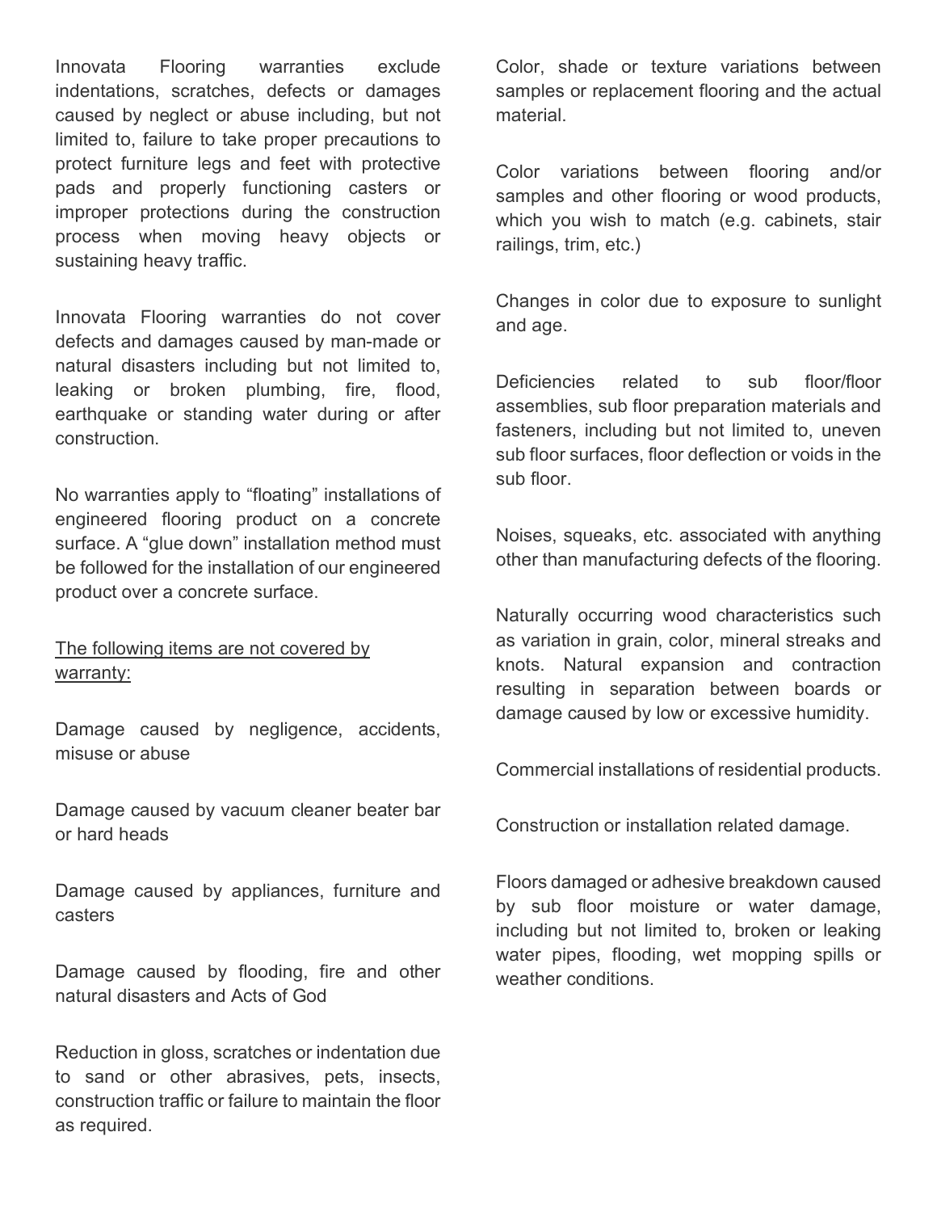Innovata Flooring warranties exclude indentations, scratches, defects or damages caused by neglect or abuse including, but not limited to, failure to take proper precautions to protect furniture legs and feet with protective pads and properly functioning casters or improper protections during the construction process when moving heavy objects or sustaining heavy traffic.

Innovata Flooring warranties do not cover defects and damages caused by man-made or natural disasters including but not limited to, leaking or broken plumbing, fire, flood, earthquake or standing water during or after construction.

No warranties apply to "floating" installations of engineered flooring product on a concrete surface. A "glue down" installation method must be followed for the installation of our engineered product over a concrete surface.

<u>The following items are not covered by warranty:</u>

Damage caused by negligence, accidents, misuse or abuse

Damage caused by vacuum cleaner beater bar or hard heads

Damage caused by appliances, furniture and casters

Damage caused by flooding, fire and other natural disasters and Acts of God

Reduction in gloss, scratches or indentation due to sand or other abrasives, pets, insects, construction traffic or failure to maintain the floor as required.

Color, shade or texture variations between samples or replacement flooring and the actual material.

Color variations between flooring and/or samples and other flooring or wood products, which you wish to match (e.g. cabinets, stair railings, trim, etc.)

Changes in color due to exposure to sunlight and age.

Deficiencies related to sub floor/floor assemblies, sub floor preparation materials and fasteners, including but not limited to, uneven sub floor surfaces, floor deflection or voids in the sub floor.

Noises, squeaks, etc. associated with anything other than manufacturing defects of the flooring.

Naturally occurring wood characteristics such as variation in grain, color, mineral streaks and knots. Natural expansion and contraction resulting in separation between boards or damage caused by low or excessive humidity.

Commercial installations of residential products.

Construction or installation related damage.

Floors damaged or adhesive breakdown caused by sub floor moisture or water damage, including but not limited to, broken or leaking water pipes, flooding, wet mopping spills or weather conditions.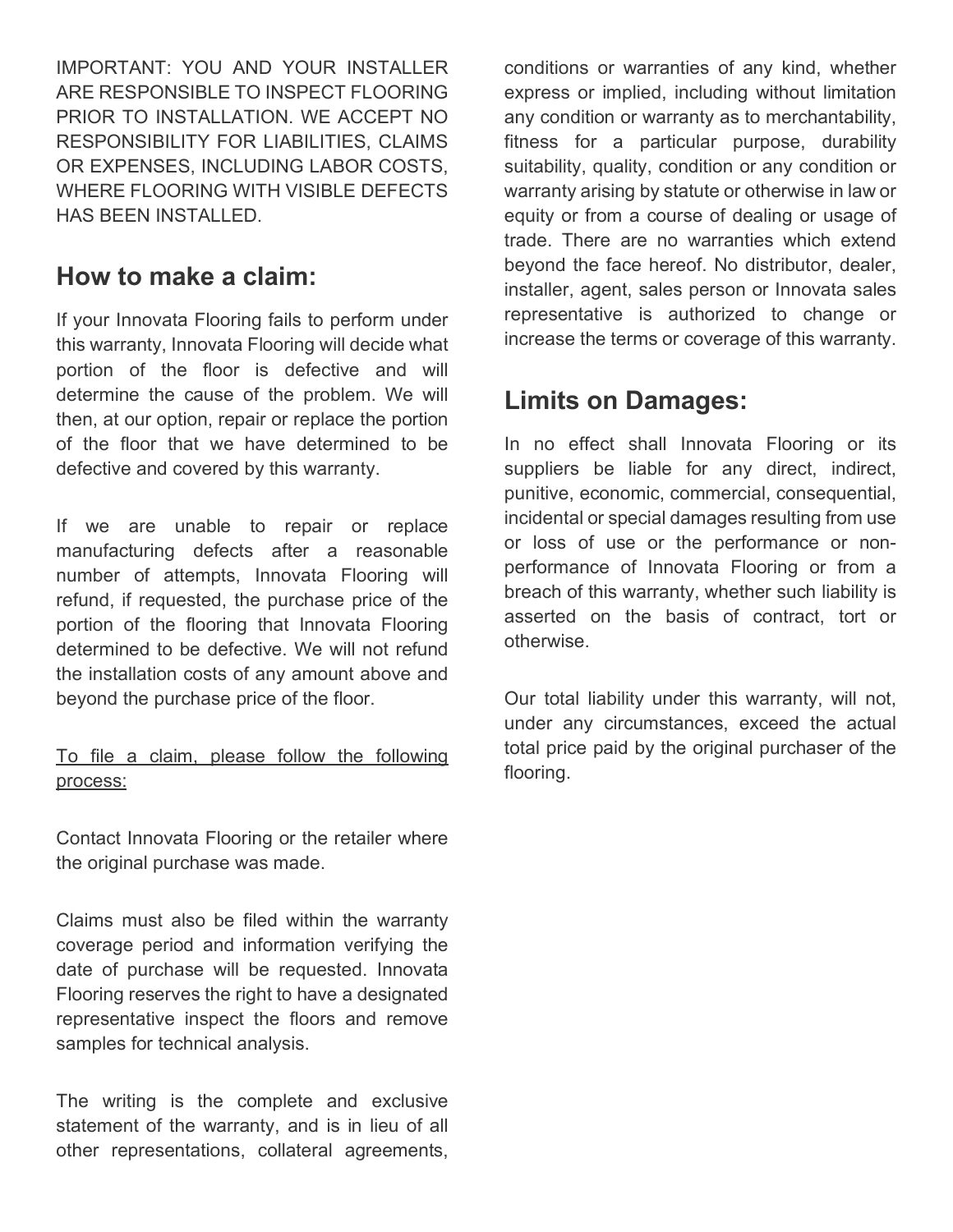IMPORTANT: YOU AND YOUR INSTALLER ARE RESPONSIBLE TO INSPECT FLOORING PRIOR TO INSTALLATION. WE ACCEPT NO RESPONSIBILITY FOR LIABILITIES, CLAIMS OR EXPENSES, INCLUDING LABOR COSTS, WHERE FLOORING WITH VISIBLE DEFECTS HAS BEEN INSTALLED.

## How to make a claim:

If your Innovata Flooring fails to perform under this warranty, Innovata Flooring will decide what portion of the floor is defective and will determine the cause of the problem. We will then, at our option, repair or replace the portion of the floor that we have determined to be defective and covered by this warranty.

If we are unable to repair or replace manufacturing defects after a reasonable number of attempts, Innovata Flooring will refund, if requested, the purchase price of the portion of the flooring that Innovata Flooring determined to be defective. We will not refund the installation costs of any amount above and beyond the purchase price of the floor.

<u>To file a claim, please follow the following process:</u>

Contact Innovata Flooring or the retailer where the original purchase was made.

Claims must also be filed within the warranty coverage period and information verifying the date of purchase will be requested. Innovata Flooring reserves the right to have a designated representative inspect the floors and remove samples for technical analysis.

The writing is the complete and exclusive statement of the warranty, and is in lieu of all other representations, collateral agreements, conditions or warranties of any kind, whether express or implied, including without limitation any condition or warranty as to merchantability, fitness for a particular purpose, durability suitability, quality, condition or any condition or warranty arising by statute or otherwise in law or equity or from a course of dealing or usage of trade. There are no warranties which extend beyond the face hereof. No distributor, dealer, installer, agent, sales person or Innovata sales representative is authorized to change or increase the terms or coverage of this warranty.

## Limits on Damages:

In no effect shall Innovata Flooring or its suppliers be liable for any direct, indirect, punitive, economic, commercial, consequential, incidental or special damages resulting from use or loss of use or the performance or non-performance of Innovata Flooring or from a breach of this warranty, whether such liability is asserted on the basis of contract, tort or otherwise.

Our total liability under this warranty, will not, under any circumstances, exceed the actual total price paid by the original purchaser of the flooring.